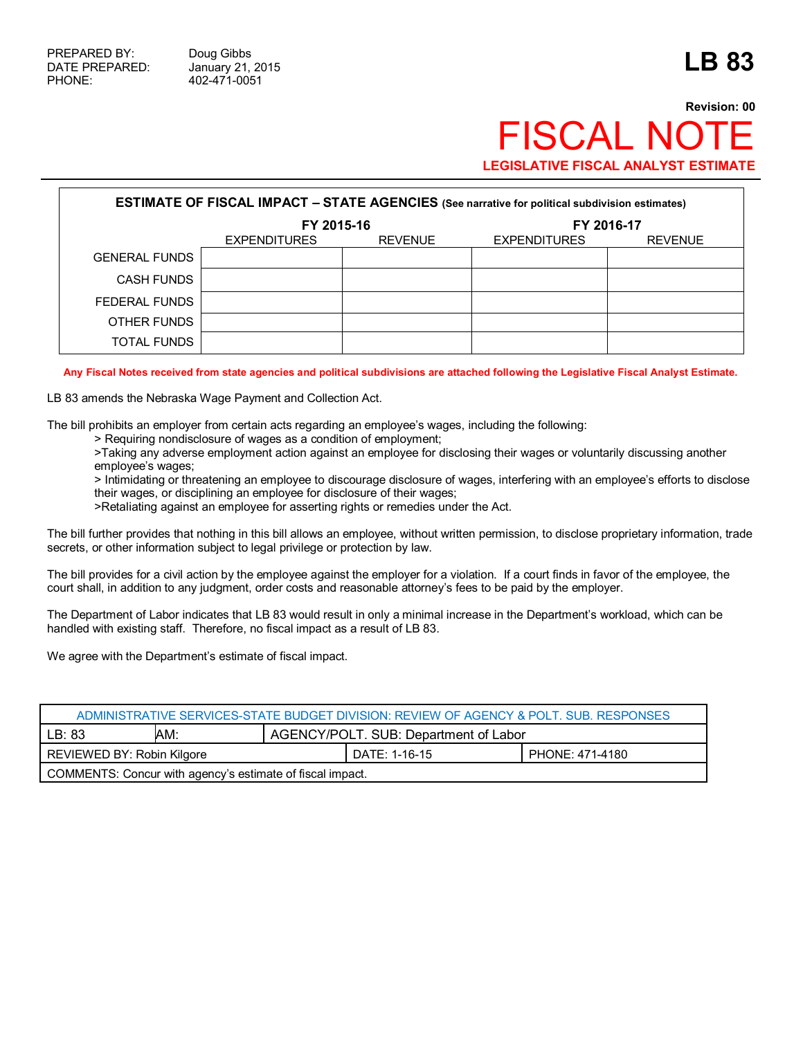PREPARED BY: Doug Gibbs
DATE PREPARED: January 21, 2015
PHONE: 402-471-0051

# LB 83

**Revision: 00**

# FISCAL NOTE

**LEGISLATIVE FISCAL ANALYST ESTIMATE**

| ESTIMATE OF FISCAL IMPACT – STATE AGENCIES (See narrative for political subdivision estimates) | FY 2015-16 | | FY 2016-17 | |
|---|---|---|---|---|
| | EXPENDITURES | REVENUE | EXPENDITURES | REVENUE |
| GENERAL FUNDS | | | | |
| CASH FUNDS | | | | |
| FEDERAL FUNDS | | | | |
| OTHER FUNDS | | | | |
| TOTAL FUNDS | | | | |

**Any Fiscal Notes received from state agencies and political subdivisions are attached following the Legislative Fiscal Analyst Estimate.**

LB 83 amends the Nebraska Wage Payment and Collection Act.

The bill prohibits an employer from certain acts regarding an employee's wages, including the following:

> Requiring nondisclosure of wages as a condition of employment;
>Taking any adverse employment action against an employee for disclosing their wages or voluntarily discussing another employee's wages;
> Intimidating or threatening an employee to discourage disclosure of wages, interfering with an employee's efforts to disclose their wages, or disciplining an employee for disclosure of their wages;
>Retaliating against an employee for asserting rights or remedies under the Act.

The bill further provides that nothing in this bill allows an employee, without written permission, to disclose proprietary information, trade secrets, or other information subject to legal privilege or protection by law.

The bill provides for a civil action by the employee against the employer for a violation. If a court finds in favor of the employee, the court shall, in addition to any judgment, order costs and reasonable attorney's fees to be paid by the employer.

The Department of Labor indicates that LB 83 would result in only a minimal increase in the Department's workload, which can be handled with existing staff. Therefore, no fiscal impact as a result of LB 83.

We agree with the Department's estimate of fiscal impact.

| ADMINISTRATIVE SERVICES-STATE BUDGET DIVISION: REVIEW OF AGENCY & POLT. SUB. RESPONSES | | | |
|---|---|---|---|
| LB: 83 | AM: | AGENCY/POLT. SUB: Department of Labor | |
| REVIEWED BY: Robin Kilgore | | DATE: 1-16-15 | PHONE: 471-4180 |
| COMMENTS: Concur with agency's estimate of fiscal impact. | | | |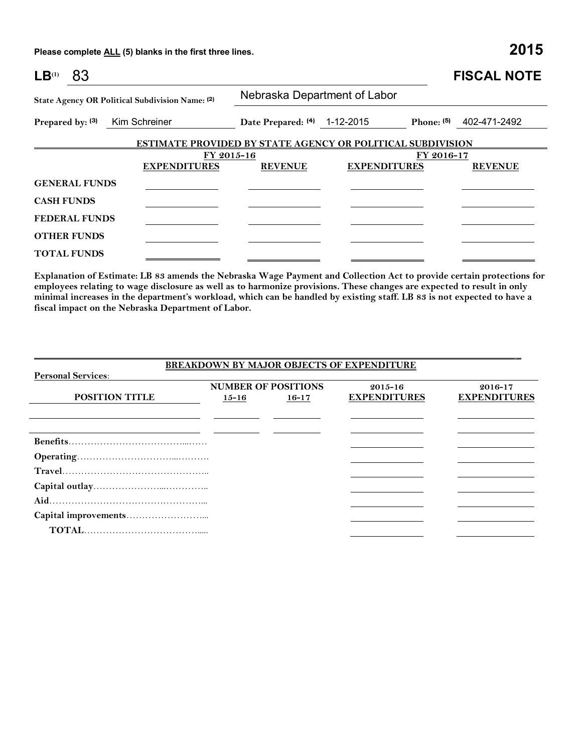**Please complete ALL (5) blanks in the first three lines.** **2015**

# LB(1) 83 FISCAL NOTE

**State Agency OR Political Subdivision Name: (2)** Nebraska Department of Labor

**Prepared by: (3)** Kim Schreiner **Date Prepared: (4)** 1-12-2015 **Phone: (5)** 402-471-2492

## ESTIMATE PROVIDED BY STATE AGENCY OR POLITICAL SUBDIVISION

| | FY 2015-16 | | FY 2016-17 | |
|---|---|---|---|---|
| | **EXPENDITURES** | **REVENUE** | **EXPENDITURES** | **REVENUE** |
| **GENERAL FUNDS** | | | | |
| **CASH FUNDS** | | | | |
| **FEDERAL FUNDS** | | | | |
| **OTHER FUNDS** | | | | |
| **TOTAL FUNDS** | | | | |

**Explanation of Estimate: LB 83 amends the Nebraska Wage Payment and Collection Act to provide certain protections for employees relating to wage disclosure as well as to harmonize provisions. These changes are expected to result in only minimal increases in the department's workload, which can be handled by existing staff. LB 83 is not expected to have a fiscal impact on the Nebraska Department of Labor.**

## BREAKDOWN BY MAJOR OBJECTS OF EXPENDITURE

**Personal Services:**

| **POSITION TITLE** | **NUMBER OF POSITIONS 15-16** | **16-17** | **2015-16 EXPENDITURES** | **2016-17 EXPENDITURES** |
|---|---|---|---|---|
| | | | | |
| | | | | |
| **Benefits** | | | | |
| **Operating** | | | | |
| **Travel** | | | | |
| **Capital outlay** | | | | |
| **Aid** | | | | |
| **Capital improvements** | | | | |
| **TOTAL** | | | | |